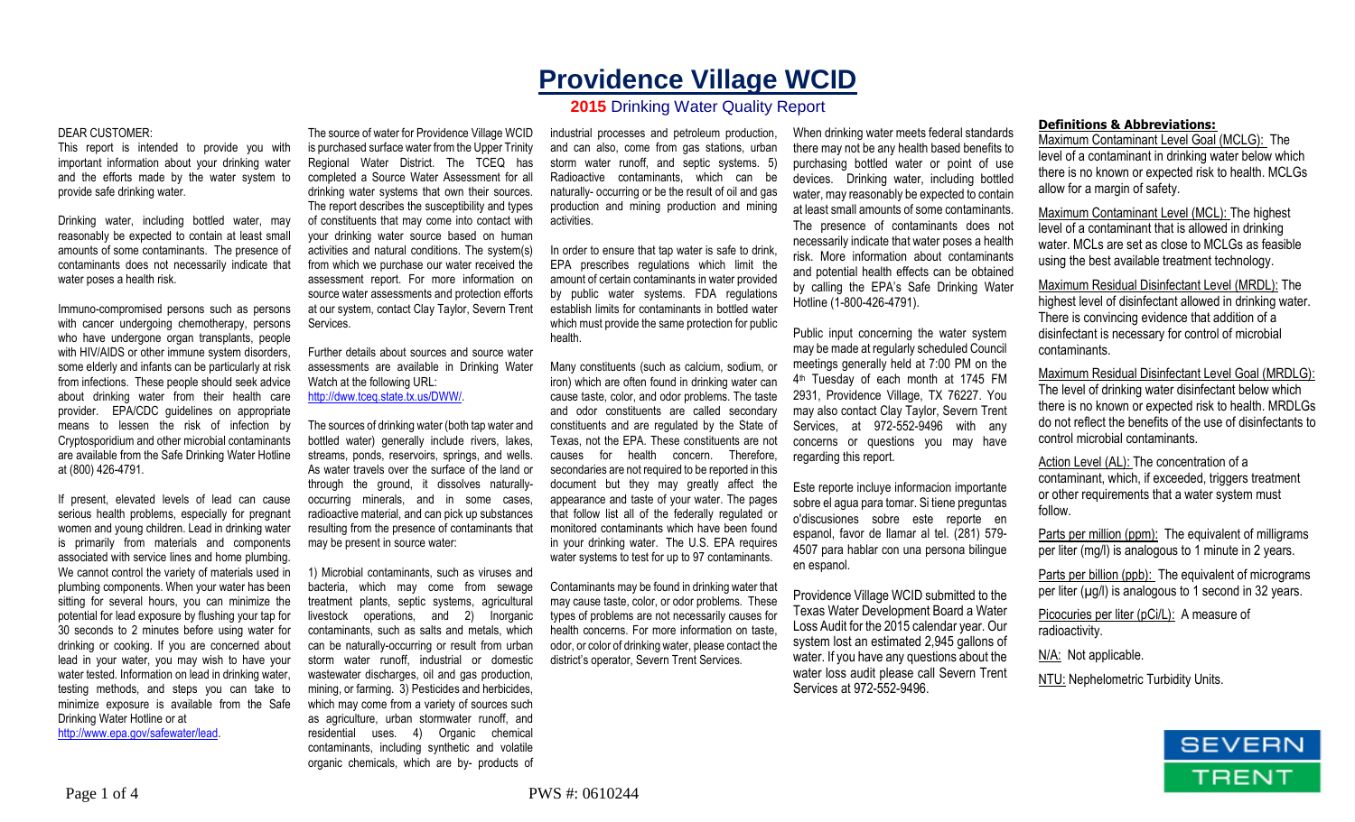# Providence Village WCID

## 2015 Drinking Water Quality Report

DEAR CUSTOMER:

This report is intended to provide you with important information about your drinking water and the efforts made by the water system to provide safe drinking water.

Drinking water, including bottled water, may reasonably be expected to contain at least small amounts of some contaminants. The presence of contaminants does not necessarily indicate that water poses a health risk.

Immuno-compromised persons such as persons with cancer undergoing chemotherapy, persons who have undergone organ transplants, people with HIV/AIDS or other immune system disorders, some elderly and infants can be particularly at risk from infections. These people should seek advice about drinking water from their health care provider. EPA/CDC guidelines on appropriate means to lessen the risk of infection by Cryptosporidium and other microbial contaminants are available from the Safe Drinking Water Hotline at (800) 426-4791.

If present, elevated levels of lead can cause serious health problems, especially for pregnant women and young children. Lead in drinking water is primarily from materials and components associated with service lines and home plumbing. We cannot control the variety of materials used in plumbing components. When your water has been sitting for several hours, you can minimize the potential for lead exposure by flushing your tap for 30 seconds to 2 minutes before using water for drinking or cooking. If you are concerned about lead in your water, you may wish to have your water tested. Information on lead in drinking water, testing methods, and steps you can take to minimize exposure is available from the Safe Drinking Water Hotline or at http://www.epa.gov/safewater/lead.

The source of water for Providence Village WCID is purchased surface water from the Upper Trinity Regional Water District. The TCEQ has completed a Source Water Assessment for all drinking water systems that own their sources. The report describes the susceptibility and types of constituents that may come into contact with your drinking water source based on human activities and natural conditions. The system(s) from which we purchase our water received the assessment report. For more information on source water assessments and protection efforts at our system, contact Clay Taylor, Severn Trent Services.

Further details about sources and source water assessments are available in Drinking Water Watch at the following URL: http://dww.tceq.state.tx.us/DWW/.

The sources of drinking water (both tap water and bottled water) generally include rivers, lakes, streams, ponds, reservoirs, springs, and wells. As water travels over the surface of the land or through the ground, it dissolves naturally-occurring minerals, and in some cases, radioactive material, and can pick up substances resulting from the presence of contaminants that may be present in source water:

1) Microbial contaminants, such as viruses and bacteria, which may come from sewage treatment plants, septic systems, agricultural livestock operations, and 2) Inorganic contaminants, such as salts and metals, which can be naturally-occurring or result from urban storm water runoff, industrial or domestic wastewater discharges, oil and gas production, mining, or farming. 3) Pesticides and herbicides, which may come from a variety of sources such as agriculture, urban stormwater runoff, and residential uses. 4) Organic chemical contaminants, including synthetic and volatile organic chemicals, which are by- products of industrial processes and petroleum production, and can also, come from gas stations, urban storm water runoff, and septic systems. 5) Radioactive contaminants, which can be naturally- occurring or be the result of oil and gas production and mining production and mining activities.

In order to ensure that tap water is safe to drink, EPA prescribes regulations which limit the amount of certain contaminants in water provided by public water systems. FDA regulations establish limits for contaminants in bottled water which must provide the same protection for public health.

Many constituents (such as calcium, sodium, or iron) which are often found in drinking water can cause taste, color, and odor problems. The taste and odor constituents are called secondary constituents and are regulated by the State of Texas, not the EPA. These constituents are not causes for health concern. Therefore, secondaries are not required to be reported in this document but they may greatly affect the appearance and taste of your water. The pages that follow list all of the federally regulated or monitored contaminants which have been found in your drinking water. The U.S. EPA requires water systems to test for up to 97 contaminants.

Contaminants may be found in drinking water that may cause taste, color, or odor problems. These types of problems are not necessarily causes for health concerns. For more information on taste, odor, or color of drinking water, please contact the district's operator, Severn Trent Services.

When drinking water meets federal standards there may not be any health based benefits to purchasing bottled water or point of use devices. Drinking water, including bottled water, may reasonably be expected to contain at least small amounts of some contaminants. The presence of contaminants does not necessarily indicate that water poses a health risk. More information about contaminants and potential health effects can be obtained by calling the EPA's Safe Drinking Water Hotline (1-800-426-4791).

Public input concerning the water system may be made at regularly scheduled Council meetings generally held at 7:00 PM on the 4th Tuesday of each month at 1745 FM 2931, Providence Village, TX 76227. You may also contact Clay Taylor, Severn Trent Services, at 972-552-9496 with any concerns or questions you may have regarding this report.

Este reporte incluye informacion importante sobre el agua para tomar. Si tiene preguntas o'discusiones sobre este reporte en espanol, favor de llamar al tel. (281) 579-4507 para hablar con una persona bilingue en espanol.

Providence Village WCID submitted to the Texas Water Development Board a Water Loss Audit for the 2015 calendar year. Our system lost an estimated 2,945 gallons of water. If you have any questions about the water loss audit please call Severn Trent Services at 972-552-9496.

**Definitions & Abbreviations:**

Maximum Contaminant Level Goal (MCLG): The level of a contaminant in drinking water below which there is no known or expected risk to health. MCLGs allow for a margin of safety.

Maximum Contaminant Level (MCL): The highest level of a contaminant that is allowed in drinking water. MCLs are set as close to MCLGs as feasible using the best available treatment technology.

Maximum Residual Disinfectant Level (MRDL): The highest level of disinfectant allowed in drinking water. There is convincing evidence that addition of a disinfectant is necessary for control of microbial contaminants.

Maximum Residual Disinfectant Level Goal (MRDLG): The level of drinking water disinfectant below which there is no known or expected risk to health. MRDLGs do not reflect the benefits of the use of disinfectants to control microbial contaminants.

Action Level (AL): The concentration of a contaminant, which, if exceeded, triggers treatment or other requirements that a water system must follow.

Parts per million (ppm): The equivalent of milligrams per liter (mg/l) is analogous to 1 minute in 2 years.

Parts per billion (ppb): The equivalent of micrograms per liter (µg/l) is analogous to 1 second in 32 years.

Picocuries per liter (pCi/L): A measure of radioactivity.

N/A: Not applicable.

NTU: Nephelometric Turbidity Units.

SEVERN TRENT

PWS #: 0610244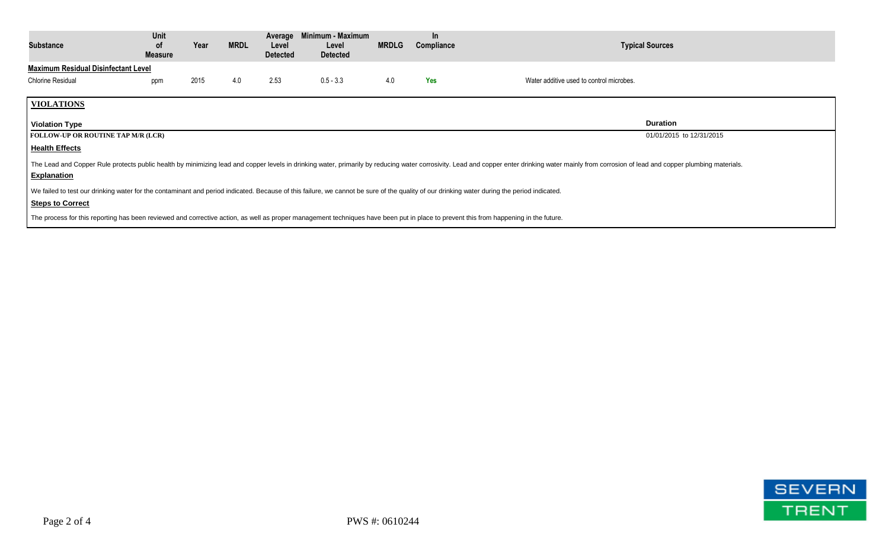| Substance | Unit of Measure | Year | MRDL | Average Level Detected | Minimum - Maximum Level Detected | MRDLG | In Compliance | Typical Sources |
|---|---|---|---|---|---|---|---|---|
| **Maximum Residual Disinfectant Level** | | | | | | | | |
| Chlorine Residual | ppm | 2015 | 4.0 | 2.53 | 0.5 - 3.3 | 4.0 | Yes | Water additive used to control microbes. |

## VIOLATIONS

| Violation Type | Duration |
|---|---|
| FOLLOW-UP OR ROUTINE TAP M/R (LCR) | 01/01/2015 to 12/31/2015 |

**Health Effects**

The Lead and Copper Rule protects public health by minimizing lead and copper levels in drinking water, primarily by reducing water corrosivity. Lead and copper enter drinking water mainly from corrosion of lead and copper plumbing materials.

**Explanation**

We failed to test our drinking water for the contaminant and period indicated. Because of this failure, we cannot be sure of the quality of our drinking water during the period indicated.

**Steps to Correct**

The process for this reporting has been reviewed and corrective action, as well as proper management techniques have been put in place to prevent this from happening in the future.

PWS #: 0610244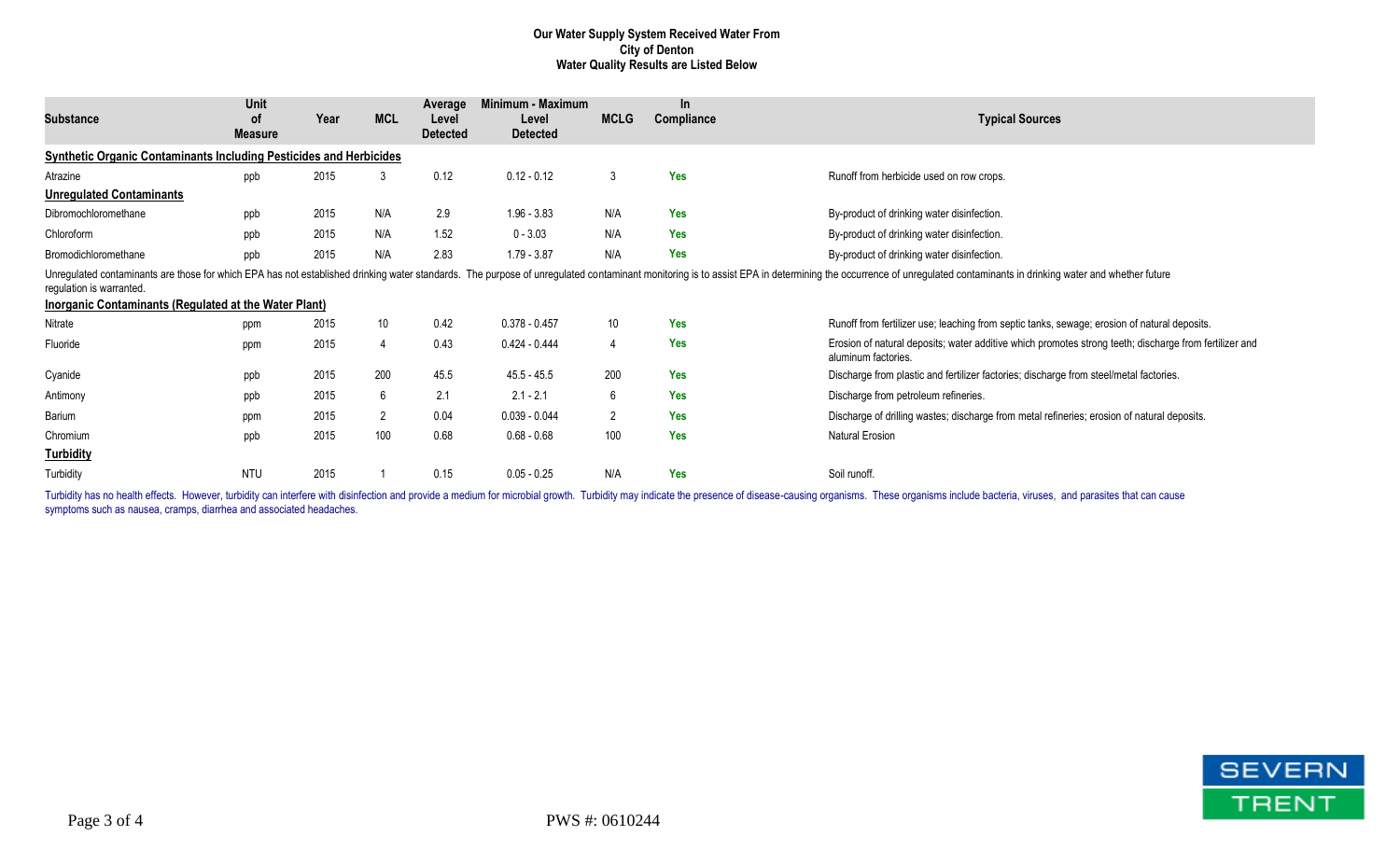**Our Water Supply System Received Water From**
**City of Denton**
**Water Quality Results are Listed Below**

| Substance | Unit of Measure | Year | MCL | Average Level Detected | Minimum - Maximum Level Detected | MCLG | In Compliance | Typical Sources |
|---|---|---|---|---|---|---|---|---|
| **Synthetic Organic Contaminants Including Pesticides and Herbicides** | | | | | | | | |
| Atrazine | ppb | 2015 | 3 | 0.12 | 0.12 - 0.12 | 3 | Yes | Runoff from herbicide used on row crops. |
| **Unregulated Contaminants** | | | | | | | | |
| Dibromochloromethane | ppb | 2015 | N/A | 2.9 | 1.96 - 3.83 | N/A | Yes | By-product of drinking water disinfection. |
| Chloroform | ppb | 2015 | N/A | 1.52 | 0 - 3.03 | N/A | Yes | By-product of drinking water disinfection. |
| Bromodichloromethane | ppb | 2015 | N/A | 2.83 | 1.79 - 3.87 | N/A | Yes | By-product of drinking water disinfection. |

Unregulated contaminants are those for which EPA has not established drinking water standards. The purpose of unregulated contaminant monitoring is to assist EPA in determining the occurrence of unregulated contaminants in drinking water and whether future regulation is warranted.

| Substance | Unit of Measure | Year | MCL | Average Level Detected | Minimum - Maximum Level Detected | MCLG | In Compliance | Typical Sources |
|---|---|---|---|---|---|---|---|---|
| **Inorganic Contaminants (Regulated at the Water Plant)** | | | | | | | | |
| Nitrate | ppm | 2015 | 10 | 0.42 | 0.378 - 0.457 | 10 | Yes | Runoff from fertilizer use; leaching from septic tanks, sewage; erosion of natural deposits. |
| Fluoride | ppm | 2015 | 4 | 0.43 | 0.424 - 0.444 | 4 | Yes | Erosion of natural deposits; water additive which promotes strong teeth; discharge from fertilizer and aluminum factories. |
| Cyanide | ppb | 2015 | 200 | 45.5 | 45.5 - 45.5 | 200 | Yes | Discharge from plastic and fertilizer factories; discharge from steel/metal factories. |
| Antimony | ppb | 2015 | 6 | 2.1 | 2.1 - 2.1 | 6 | Yes | Discharge from petroleum refineries. |
| Barium | ppm | 2015 | 2 | 0.04 | 0.039 - 0.044 | 2 | Yes | Discharge of drilling wastes; discharge from metal refineries; erosion of natural deposits. |
| Chromium | ppb | 2015 | 100 | 0.68 | 0.68 - 0.68 | 100 | Yes | Natural Erosion |
| **Turbidity** | | | | | | | | |
| Turbidity | NTU | 2015 | 1 | 0.15 | 0.05 - 0.25 | N/A | Yes | Soil runoff. |

Turbidity has no health effects. However, turbidity can interfere with disinfection and provide a medium for microbial growth. Turbidity may indicate the presence of disease-causing organisms. These organisms include bacteria, viruses, and parasites that can cause symptoms such as nausea, cramps, diarrhea and associated headaches.

PWS #: 0610244

SEVERN TRENT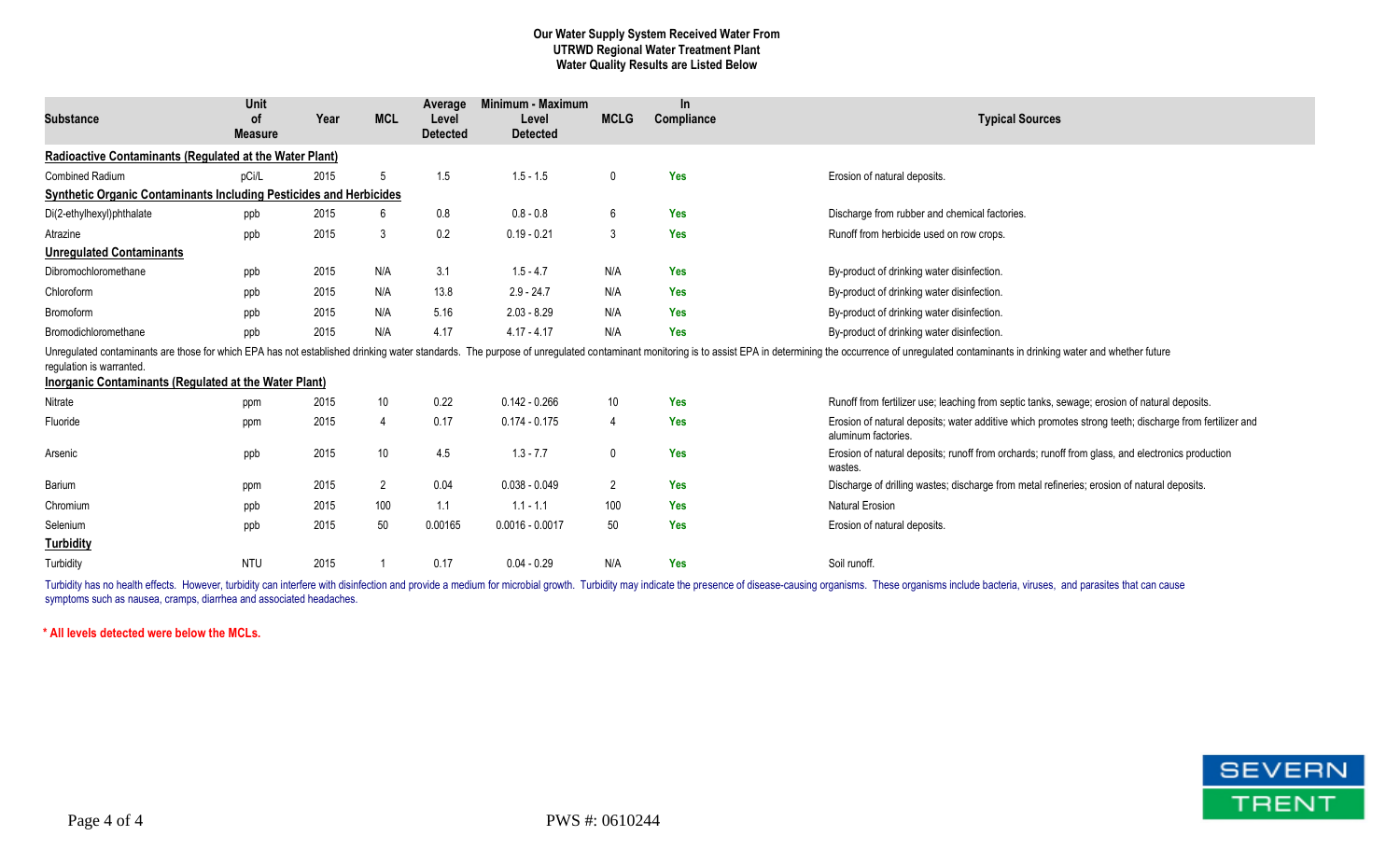**Our Water Supply System Received Water From UTRWD Regional Water Treatment Plant Water Quality Results are Listed Below**

| Substance | Unit of Measure | Year | MCL | Average Level Detected | Minimum - Maximum Level Detected | MCLG | In Compliance | Typical Sources |
|---|---|---|---|---|---|---|---|---|
| **Radioactive Contaminants (Regulated at the Water Plant)** | | | | | | | | |
| Combined Radium | pCi/L | 2015 | 5 | 1.5 | 1.5 - 1.5 | 0 | Yes | Erosion of natural deposits. |
| **Synthetic Organic Contaminants Including Pesticides and Herbicides** | | | | | | | | |
| Di(2-ethylhexyl)phthalate | ppb | 2015 | 6 | 0.8 | 0.8 - 0.8 | 6 | Yes | Discharge from rubber and chemical factories. |
| Atrazine | ppb | 2015 | 3 | 0.2 | 0.19 - 0.21 | 3 | Yes | Runoff from herbicide used on row crops. |
| **Unregulated Contaminants** | | | | | | | | |
| Dibromochloromethane | ppb | 2015 | N/A | 3.1 | 1.5 - 4.7 | N/A | Yes | By-product of drinking water disinfection. |
| Chloroform | ppb | 2015 | N/A | 13.8 | 2.9 - 24.7 | N/A | Yes | By-product of drinking water disinfection. |
| Bromoform | ppb | 2015 | N/A | 5.16 | 2.03 - 8.29 | N/A | Yes | By-product of drinking water disinfection. |
| Bromodichloromethane | ppb | 2015 | N/A | 4.17 | 4.17 - 4.17 | N/A | Yes | By-product of drinking water disinfection. |
| **Inorganic Contaminants (Regulated at the Water Plant)** | | | | | | | | |
| Nitrate | ppm | 2015 | 10 | 0.22 | 0.142 - 0.266 | 10 | Yes | Runoff from fertilizer use; leaching from septic tanks, sewage; erosion of natural deposits. |
| Fluoride | ppm | 2015 | 4 | 0.17 | 0.174 - 0.175 | 4 | Yes | Erosion of natural deposits; water additive which promotes strong teeth; discharge from fertilizer and aluminum factories. |
| Arsenic | ppb | 2015 | 10 | 4.5 | 1.3 - 7.7 | 0 | Yes | Erosion of natural deposits; runoff from orchards; runoff from glass, and electronics production wastes. |
| Barium | ppm | 2015 | 2 | 0.04 | 0.038 - 0.049 | 2 | Yes | Discharge of drilling wastes; discharge from metal refineries; erosion of natural deposits. |
| Chromium | ppb | 2015 | 100 | 1.1 | 1.1 - 1.1 | 100 | Yes | Natural Erosion |
| Selenium | ppb | 2015 | 50 | 0.00165 | 0.0016 - 0.0017 | 50 | Yes | Erosion of natural deposits. |
| **Turbidity** | | | | | | | | |
| Turbidity | NTU | 2015 | 1 | 0.17 | 0.04 - 0.29 | N/A | Yes | Soil runoff. |

Unregulated contaminants are those for which EPA has not established drinking water standards. The purpose of unregulated contaminant monitoring is to assist EPA in determining the occurrence of unregulated contaminants in drinking water and whether future regulation is warranted.

Turbidity has no health effects. However, turbidity can interfere with disinfection and provide a medium for microbial growth. Turbidity may indicate the presence of disease-causing organisms. These organisms include bacteria, viruses, and parasites that can cause symptoms such as nausea, cramps, diarrhea and associated headaches.

**\* All levels detected were below the MCLs.**

PWS #: 0610244

SEVERN TRENT